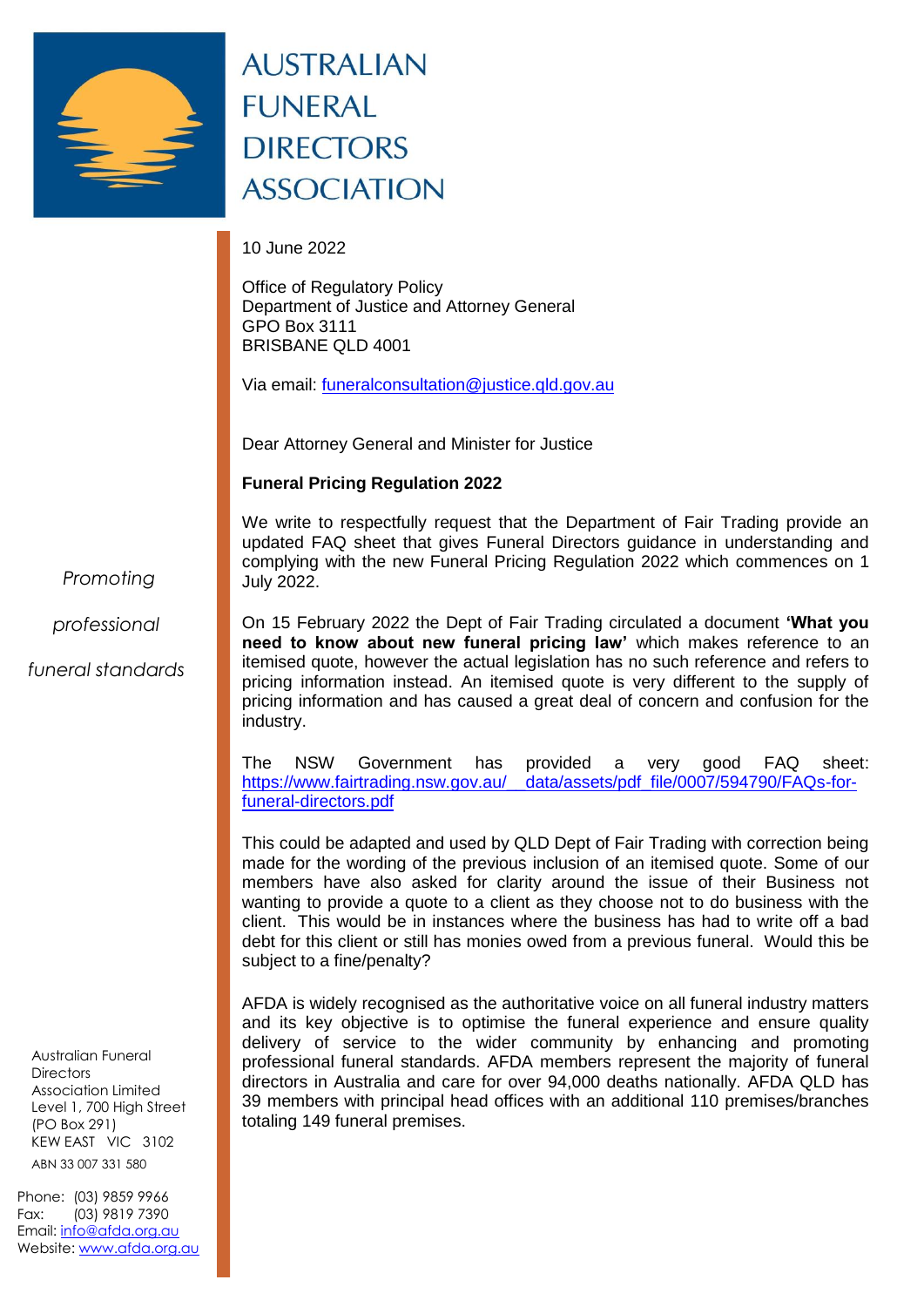# AUSTRALIAN FUNERAL DIRECTORS ASSOCIATION

*Promoting professional funeral standards*

10 June 2022

Office of Regulatory Policy
Department of Justice and Attorney General
GPO Box 3111
BRISBANE QLD 4001

Via email: funeralconsultation@justice.qld.gov.au

Dear Attorney General and Minister for Justice

**Funeral Pricing Regulation 2022**

We write to respectfully request that the Department of Fair Trading provide an updated FAQ sheet that gives Funeral Directors guidance in understanding and complying with the new Funeral Pricing Regulation 2022 which commences on 1 July 2022.

On 15 February 2022 the Dept of Fair Trading circulated a document **'What you need to know about new funeral pricing law'** which makes reference to an itemised quote, however the actual legislation has no such reference and refers to pricing information instead. An itemised quote is very different to the supply of pricing information and has caused a great deal of concern and confusion for the industry.

The NSW Government has provided a very good FAQ sheet: https://www.fairtrading.nsw.gov.au/__data/assets/pdf_file/0007/594790/FAQs-for-funeral-directors.pdf

This could be adapted and used by QLD Dept of Fair Trading with correction being made for the wording of the previous inclusion of an itemised quote. Some of our members have also asked for clarity around the issue of their Business not wanting to provide a quote to a client as they choose not to do business with the client. This would be in instances where the business has had to write off a bad debt for this client or still has monies owed from a previous funeral. Would this be subject to a fine/penalty?

AFDA is widely recognised as the authoritative voice on all funeral industry matters and its key objective is to optimise the funeral experience and ensure quality delivery of service to the wider community by enhancing and promoting professional funeral standards. AFDA members represent the majority of funeral directors in Australia and care for over 94,000 deaths nationally. AFDA QLD has 39 members with principal head offices with an additional 110 premises/branches totaling 149 funeral premises.

Australian Funeral Directors Association Limited
Level 1, 700 High Street
(PO Box 291)
KEW EAST VIC 3102
ABN 33 007 331 580

Phone: (03) 9859 9966
Fax: (03) 9819 7390
Email: info@afda.org.au
Website: www.afda.org.au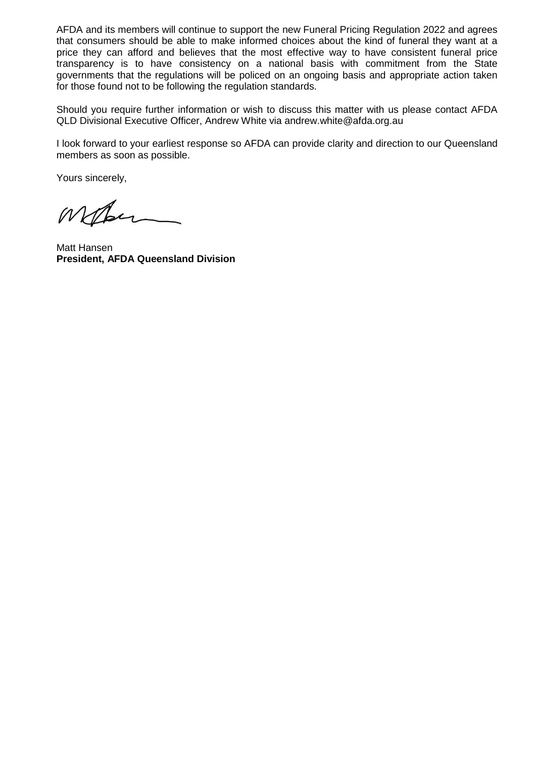AFDA and its members will continue to support the new Funeral Pricing Regulation 2022 and agrees that consumers should be able to make informed choices about the kind of funeral they want at a price they can afford and believes that the most effective way to have consistent funeral price transparency is to have consistency on a national basis with commitment from the State governments that the regulations will be policed on an ongoing basis and appropriate action taken for those found not to be following the regulation standards.

Should you require further information or wish to discuss this matter with us please contact AFDA QLD Divisional Executive Officer, Andrew White via andrew.white@afda.org.au

I look forward to your earliest response so AFDA can provide clarity and direction to our Queensland members as soon as possible.

Yours sincerely,

Matt Hansen
**President, AFDA Queensland Division**